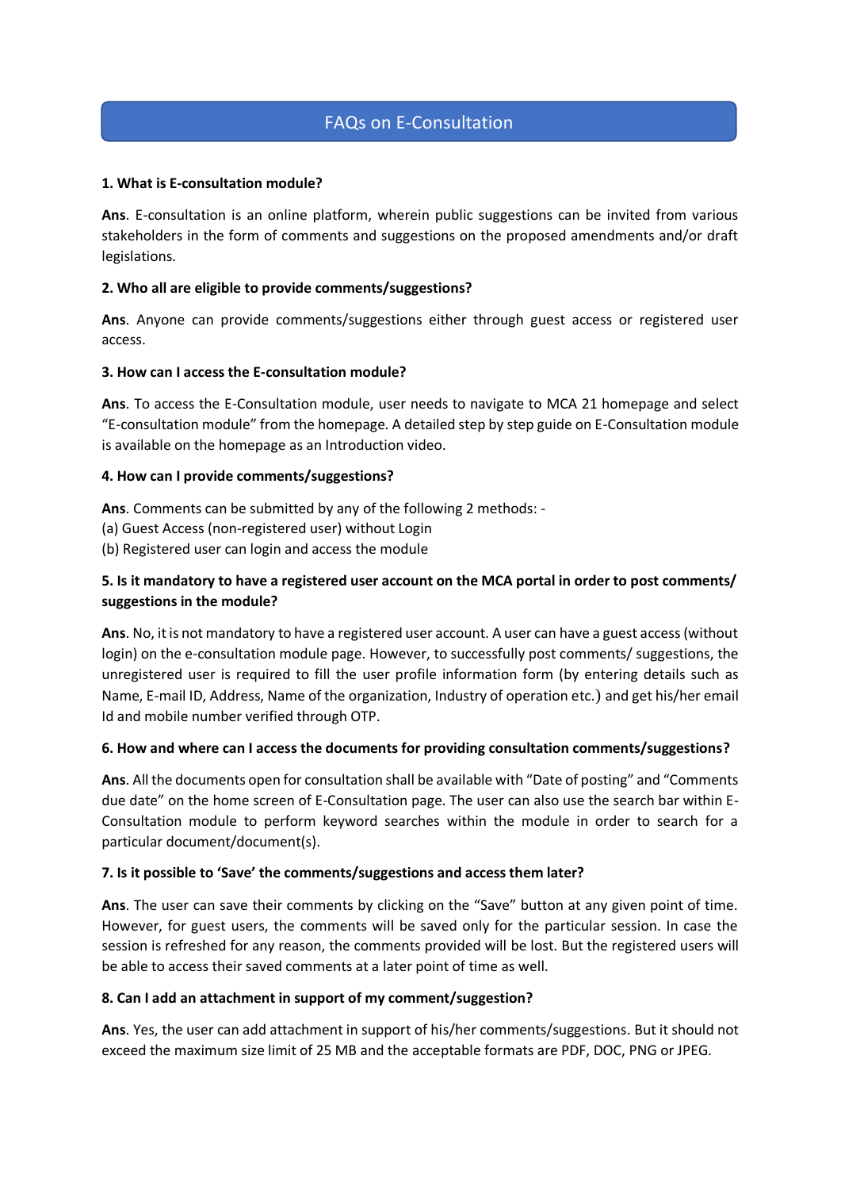# FAQs on E-Consultation

**1. What is E-consultation module?**

**Ans**. E-consultation is an online platform, wherein public suggestions can be invited from various stakeholders in the form of comments and suggestions on the proposed amendments and/or draft legislations.

**2. Who all are eligible to provide comments/suggestions?**

**Ans**. Anyone can provide comments/suggestions either through guest access or registered user access.

**3. How can I access the E-consultation module?**

**Ans**. To access the E-Consultation module, user needs to navigate to MCA 21 homepage and select "E-consultation module" from the homepage. A detailed step by step guide on E-Consultation module is available on the homepage as an Introduction video.

**4. How can I provide comments/suggestions?**

**Ans**. Comments can be submitted by any of the following 2 methods: -
(a) Guest Access (non-registered user) without Login
(b) Registered user can login and access the module

**5. Is it mandatory to have a registered user account on the MCA portal in order to post comments/ suggestions in the module?**

**Ans**. No, it is not mandatory to have a registered user account. A user can have a guest access (without login) on the e-consultation module page. However, to successfully post comments/ suggestions, the unregistered user is required to fill the user profile information form (by entering details such as Name, E-mail ID, Address, Name of the organization, Industry of operation etc.) and get his/her email Id and mobile number verified through OTP.

**6. How and where can I access the documents for providing consultation comments/suggestions?**

**Ans**. All the documents open for consultation shall be available with "Date of posting" and "Comments due date" on the home screen of E-Consultation page. The user can also use the search bar within E-Consultation module to perform keyword searches within the module in order to search for a particular document/document(s).

**7. Is it possible to 'Save' the comments/suggestions and access them later?**

**Ans**. The user can save their comments by clicking on the "Save" button at any given point of time. However, for guest users, the comments will be saved only for the particular session. In case the session is refreshed for any reason, the comments provided will be lost. But the registered users will be able to access their saved comments at a later point of time as well.

**8. Can I add an attachment in support of my comment/suggestion?**

**Ans**. Yes, the user can add attachment in support of his/her comments/suggestions. But it should not exceed the maximum size limit of 25 MB and the acceptable formats are PDF, DOC, PNG or JPEG.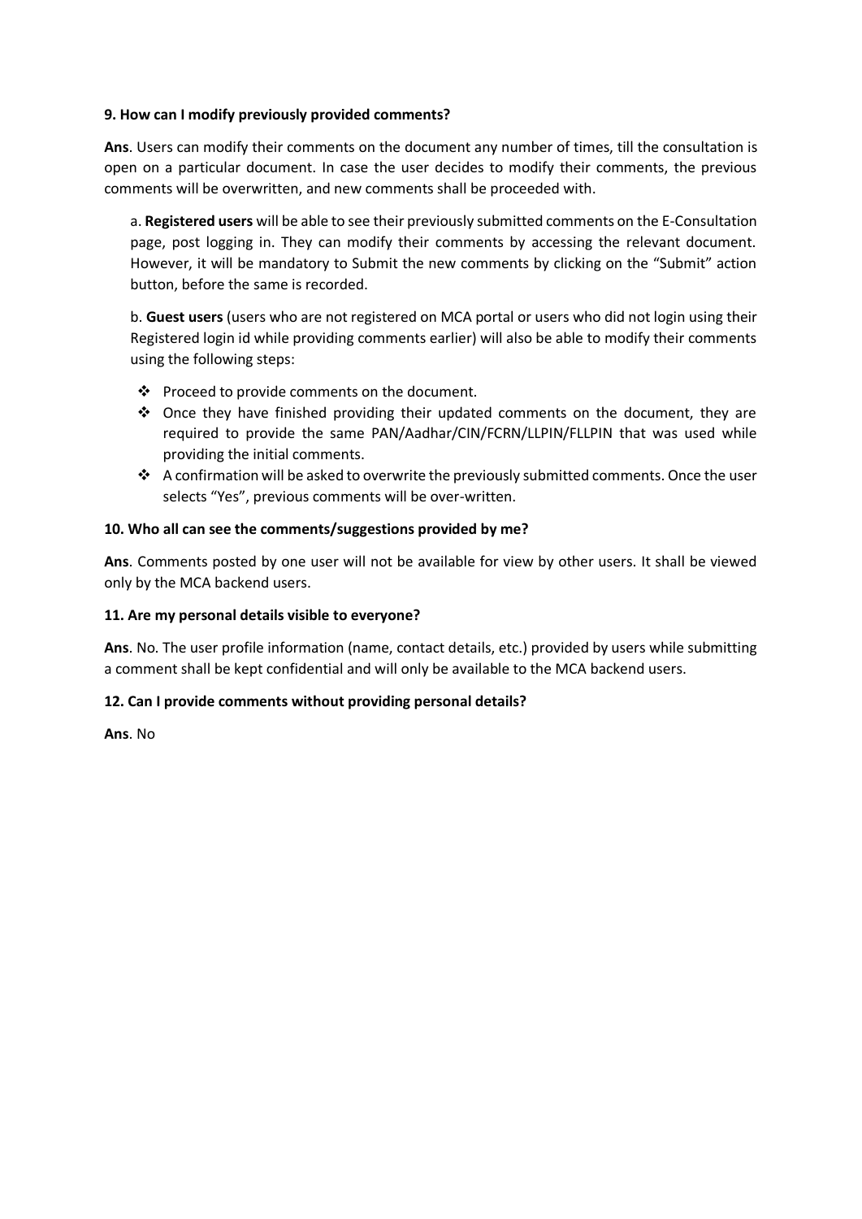**9. How can I modify previously provided comments?**

**Ans**. Users can modify their comments on the document any number of times, till the consultation is open on a particular document. In case the user decides to modify their comments, the previous comments will be overwritten, and new comments shall be proceeded with.

a. **Registered users** will be able to see their previously submitted comments on the E-Consultation page, post logging in. They can modify their comments by accessing the relevant document. However, it will be mandatory to Submit the new comments by clicking on the "Submit" action button, before the same is recorded.

b. **Guest users** (users who are not registered on MCA portal or users who did not login using their Registered login id while providing comments earlier) will also be able to modify their comments using the following steps:

- Proceed to provide comments on the document.
- Once they have finished providing their updated comments on the document, they are required to provide the same PAN/Aadhar/CIN/FCRN/LLPIN/FLLPIN that was used while providing the initial comments.
- A confirmation will be asked to overwrite the previously submitted comments. Once the user selects "Yes", previous comments will be over-written.

**10. Who all can see the comments/suggestions provided by me?**

**Ans**. Comments posted by one user will not be available for view by other users. It shall be viewed only by the MCA backend users.

**11. Are my personal details visible to everyone?**

**Ans**. No. The user profile information (name, contact details, etc.) provided by users while submitting a comment shall be kept confidential and will only be available to the MCA backend users.

**12. Can I provide comments without providing personal details?**

**Ans**. No